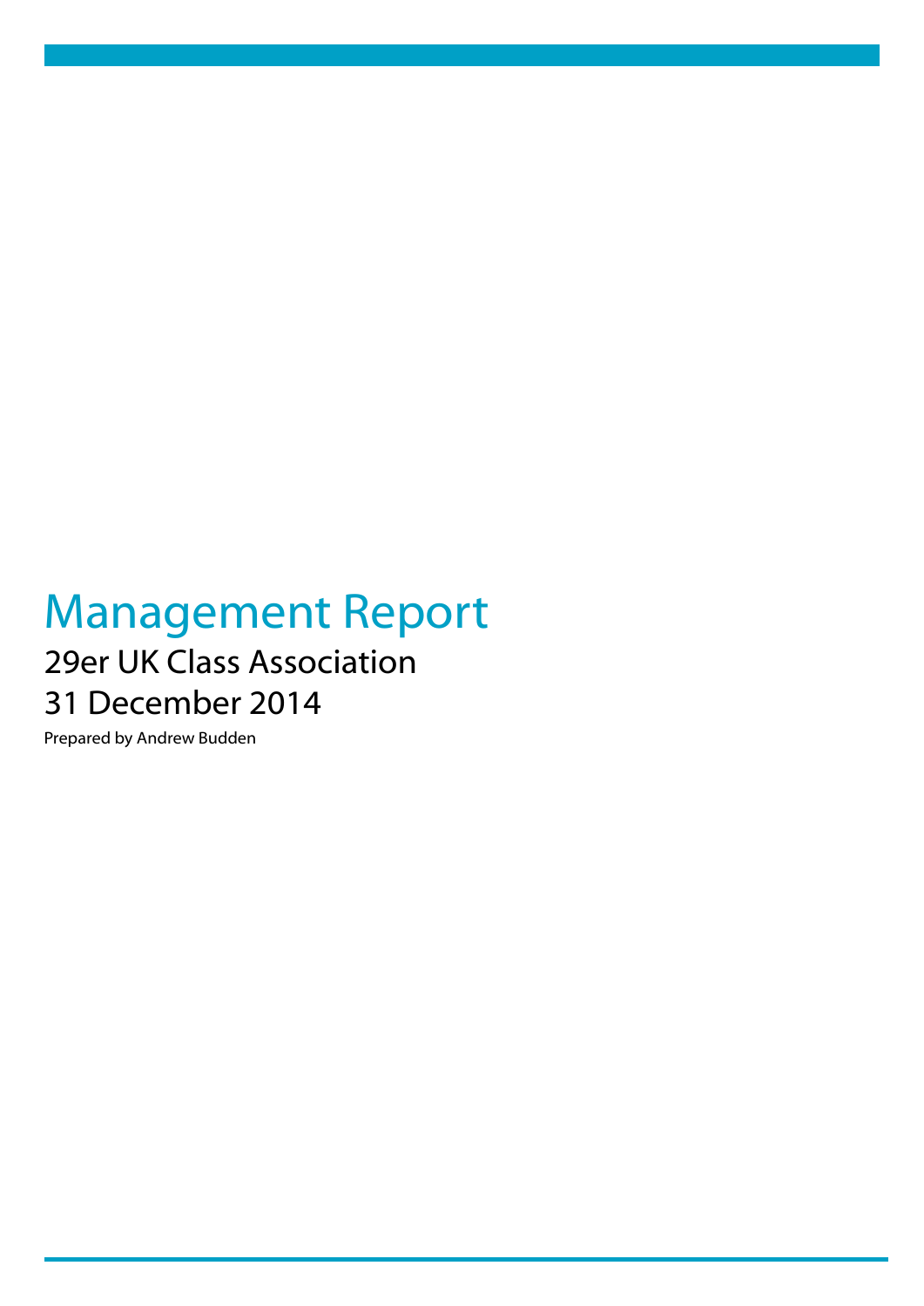# Management Report

## 29er UK Class Association

## 31 December 2014

Prepared by Andrew Budden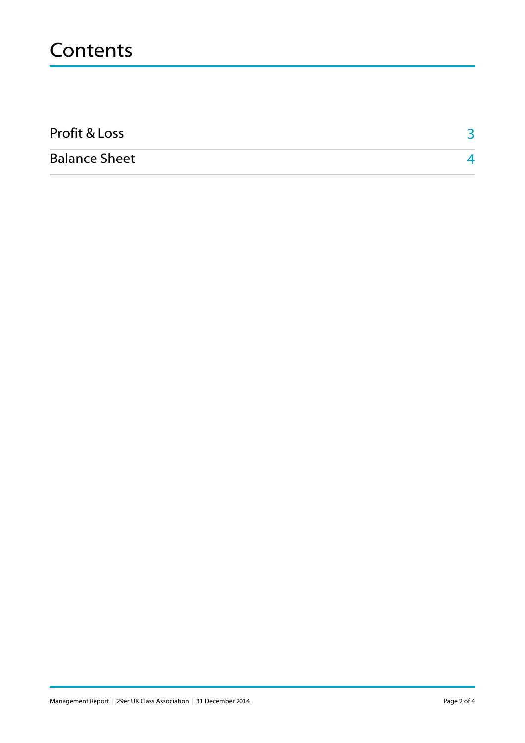# Contents

| | |
|---|---|
| Profit & Loss | 3 |
| Balance Sheet | 4 |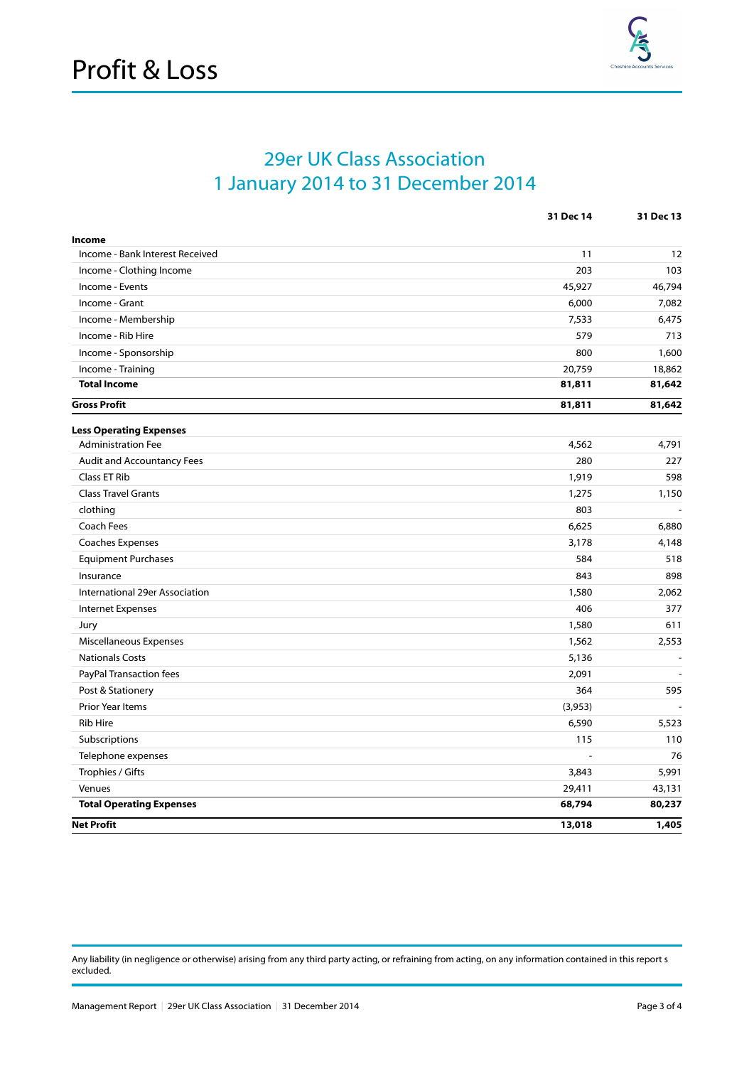# Profit & Loss

## 29er UK Class Association
## 1 January 2014 to 31 December 2014

| | 31 Dec 14 | 31 Dec 13 |
|---|---|---|
| **Income** | | |
| Income - Bank Interest Received | 11 | 12 |
| Income - Clothing Income | 203 | 103 |
| Income - Events | 45,927 | 46,794 |
| Income - Grant | 6,000 | 7,082 |
| Income - Membership | 7,533 | 6,475 |
| Income - Rib Hire | 579 | 713 |
| Income - Sponsorship | 800 | 1,600 |
| Income - Training | 20,759 | 18,862 |
| **Total Income** | **81,811** | **81,642** |
| **Gross Profit** | **81,811** | **81,642** |
| **Less Operating Expenses** | | |
| Administration Fee | 4,562 | 4,791 |
| Audit and Accountancy Fees | 280 | 227 |
| Class ET Rib | 1,919 | 598 |
| Class Travel Grants | 1,275 | 1,150 |
| clothing | 803 | - |
| Coach Fees | 6,625 | 6,880 |
| Coaches Expenses | 3,178 | 4,148 |
| Equipment Purchases | 584 | 518 |
| Insurance | 843 | 898 |
| International 29er Association | 1,580 | 2,062 |
| Internet Expenses | 406 | 377 |
| Jury | 1,580 | 611 |
| Miscellaneous Expenses | 1,562 | 2,553 |
| Nationals Costs | 5,136 | - |
| PayPal Transaction fees | 2,091 | - |
| Post & Stationery | 364 | 595 |
| Prior Year Items | (3,953) | - |
| Rib Hire | 6,590 | 5,523 |
| Subscriptions | 115 | 110 |
| Telephone expenses | - | 76 |
| Trophies / Gifts | 3,843 | 5,991 |
| Venues | 29,411 | 43,131 |
| **Total Operating Expenses** | **68,794** | **80,237** |
| **Net Profit** | **13,018** | **1,405** |

Any liability (in negligence or otherwise) arising from any third party acting, or refraining from acting, on any information contained in this report s excluded.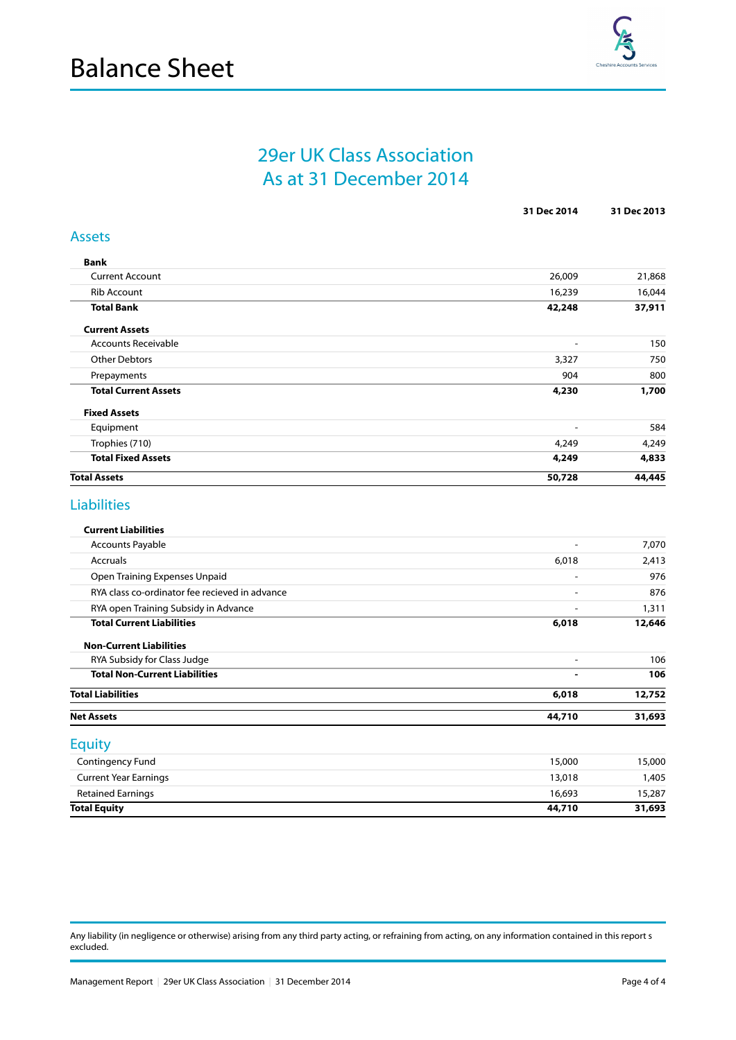# Balance Sheet

## 29er UK Class Association
## As at 31 December 2014

| | 31 Dec 2014 | 31 Dec 2013 |
|---|---|---|
| **Assets** | | |
| **Bank** | | |
| Current Account | 26,009 | 21,868 |
| Rib Account | 16,239 | 16,044 |
| **Total Bank** | **42,248** | **37,911** |
| **Current Assets** | | |
| Accounts Receivable | - | 150 |
| Other Debtors | 3,327 | 750 |
| Prepayments | 904 | 800 |
| **Total Current Assets** | **4,230** | **1,700** |
| **Fixed Assets** | | |
| Equipment | - | 584 |
| Trophies (710) | 4,249 | 4,249 |
| **Total Fixed Assets** | **4,249** | **4,833** |
| **Total Assets** | **50,728** | **44,445** |
| **Liabilities** | | |
| **Current Liabilities** | | |
| Accounts Payable | - | 7,070 |
| Accruals | 6,018 | 2,413 |
| Open Training Expenses Unpaid | - | 976 |
| RYA class co-ordinator fee recieved in advance | - | 876 |
| RYA open Training Subsidy in Advance | - | 1,311 |
| **Total Current Liabilities** | **6,018** | **12,646** |
| **Non-Current Liabilities** | | |
| RYA Subsidy for Class Judge | - | 106 |
| **Total Non-Current Liabilities** | **-** | **106** |
| **Total Liabilities** | **6,018** | **12,752** |
| **Net Assets** | **44,710** | **31,693** |
| **Equity** | | |
| Contingency Fund | 15,000 | 15,000 |
| Current Year Earnings | 13,018 | 1,405 |
| Retained Earnings | 16,693 | 15,287 |
| **Total Equity** | **44,710** | **31,693** |

Any liability (in negligence or otherwise) arising from any third party acting, or refraining from acting, on any information contained in this report s excluded.